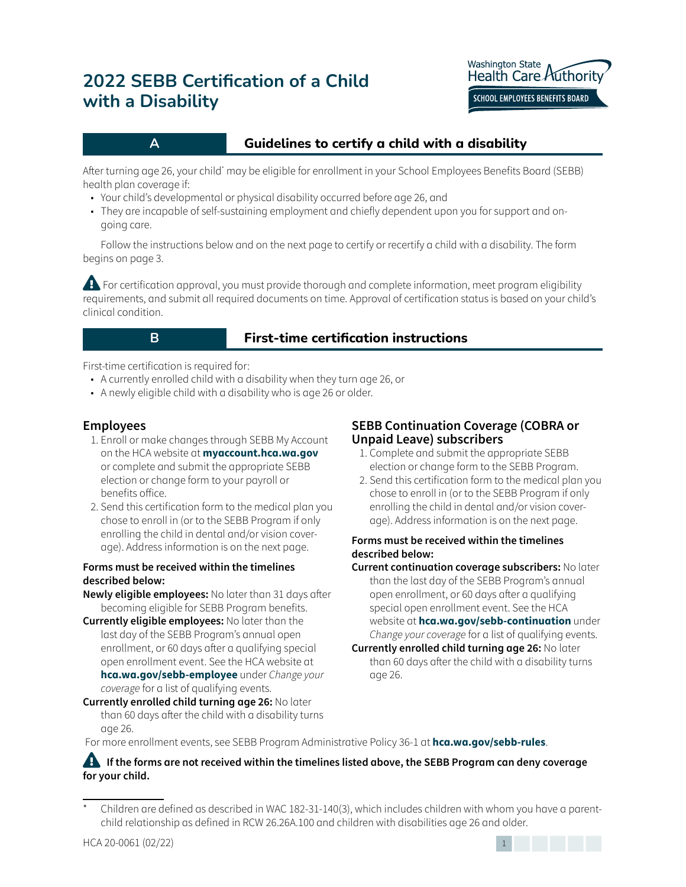# 2022 SEBB Certification of a Child with a Disability

Washington State Health Care Authority
SCHOOL EMPLOYEES BENEFITS BOARD

## A Guidelines to certify a child with a disability

After turning age 26, your child* may be eligible for enrollment in your School Employees Benefits Board (SEBB) health plan coverage if:

- Your child's developmental or physical disability occurred before age 26, and
- They are incapable of self-sustaining employment and chiefly dependent upon you for support and on-going care.

Follow the instructions below and on the next page to certify or recertify a child with a disability. The form begins on page 3.

For certification approval, you must provide thorough and complete information, meet program eligibility requirements, and submit all required documents on time. Approval of certification status is based on your child's clinical condition.

## B First-time certification instructions

First-time certification is required for:

- A currently enrolled child with a disability when they turn age 26, or
- A newly eligible child with a disability who is age 26 or older.

### Employees

1. Enroll or make changes through SEBB My Account on the HCA website at **myaccount.hca.wa.gov** or complete and submit the appropriate SEBB election or change form to your payroll or benefits office.
2. Send this certification form to the medical plan you chose to enroll in (or to the SEBB Program if only enrolling the child in dental and/or vision coverage). Address information is on the next page.

**Forms must be received within the timelines described below:**

**Newly eligible employees:** No later than 31 days after becoming eligible for SEBB Program benefits.

**Currently eligible employees:** No later than the last day of the SEBB Program's annual open enrollment, or 60 days after a qualifying special open enrollment event. See the HCA website at **hca.wa.gov/sebb-employee** under *Change your coverage* for a list of qualifying events.

**Currently enrolled child turning age 26:** No later than 60 days after the child with a disability turns age 26.

### SEBB Continuation Coverage (COBRA or Unpaid Leave) subscribers

1. Complete and submit the appropriate SEBB election or change form to the SEBB Program.
2. Send this certification form to the medical plan you chose to enroll in (or to the SEBB Program if only enrolling the child in dental and/or vision coverage). Address information is on the next page.

**Forms must be received within the timelines described below:**

**Current continuation coverage subscribers:** No later than the last day of the SEBB Program's annual open enrollment, or 60 days after a qualifying special open enrollment event. See the HCA website at **hca.wa.gov/sebb-continuation** under *Change your coverage* for a list of qualifying events.

**Currently enrolled child turning age 26:** No later than 60 days after the child with a disability turns age 26.

For more enrollment events, see SEBB Program Administrative Policy 36-1 at **hca.wa.gov/sebb-rules**.

**If the forms are not received within the timelines listed above, the SEBB Program can deny coverage for your child.**

---

\* Children are defined as described in WAC 182-31-140(3), which includes children with whom you have a parent-child relationship as defined in RCW 26.26A.100 and children with disabilities age 26 and older.

HCA 20-0061 (02/22)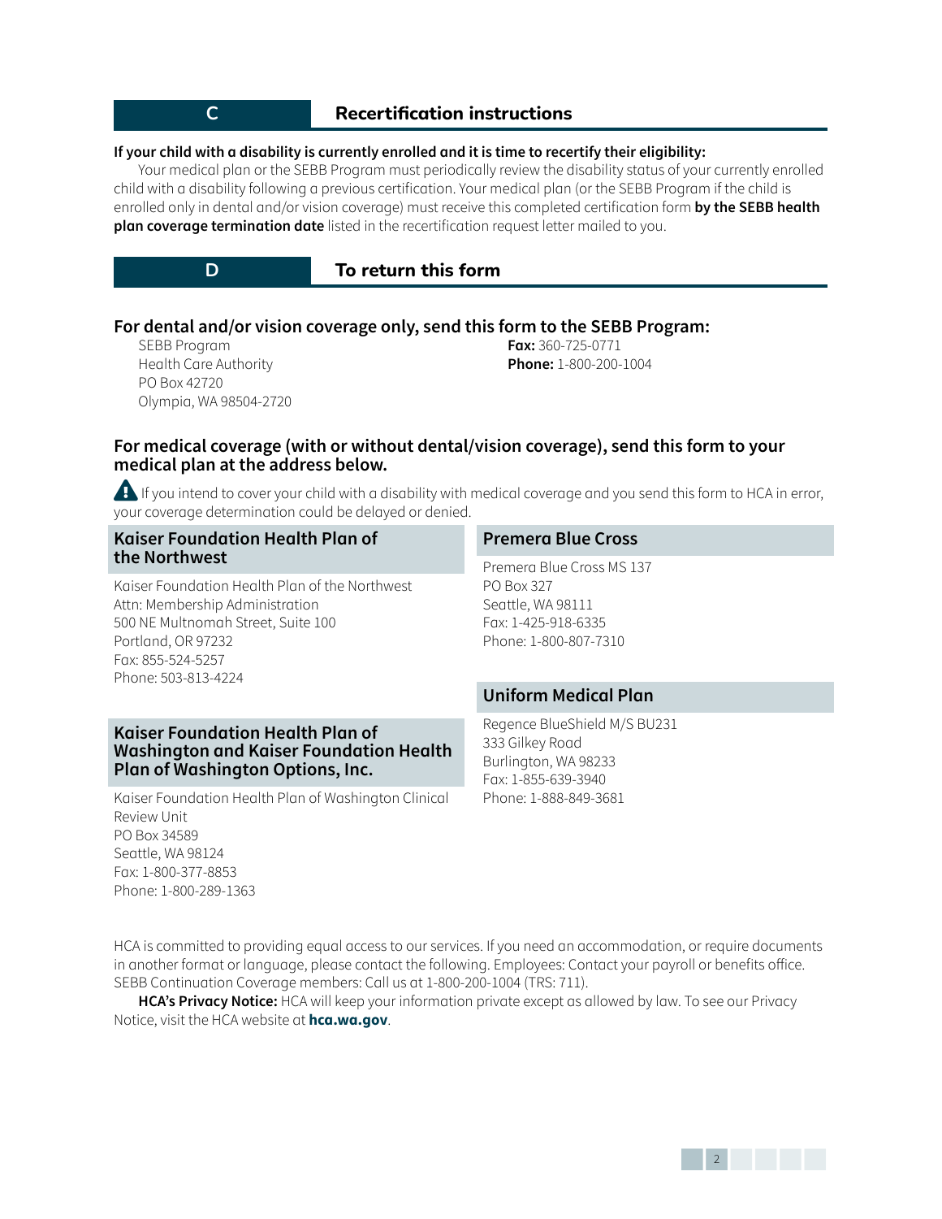## C Recertification instructions

**If your child with a disability is currently enrolled and it is time to recertify their eligibility:**

Your medical plan or the SEBB Program must periodically review the disability status of your currently enrolled child with a disability following a previous certification. Your medical plan (or the SEBB Program if the child is enrolled only in dental and/or vision coverage) must receive this completed certification form **by the SEBB health plan coverage termination date** listed in the recertification request letter mailed to you.

## D To return this form

### For dental and/or vision coverage only, send this form to the SEBB Program:

SEBB Program
Health Care Authority
PO Box 42720
Olympia, WA 98504-2720

**Fax:** 360-725-0771
**Phone:** 1-800-200-1004

### For medical coverage (with or without dental/vision coverage), send this form to your medical plan at the address below.

⚠ If you intend to cover your child with a disability with medical coverage and you send this form to HCA in error, your coverage determination could be delayed or denied.

#### Kaiser Foundation Health Plan of the Northwest

Kaiser Foundation Health Plan of the Northwest
Attn: Membership Administration
500 NE Multnomah Street, Suite 100
Portland, OR 97232
Fax: 855-524-5257
Phone: 503-813-4224

#### Kaiser Foundation Health Plan of Washington and Kaiser Foundation Health Plan of Washington Options, Inc.

Kaiser Foundation Health Plan of Washington Clinical Review Unit
PO Box 34589
Seattle, WA 98124
Fax: 1-800-377-8853
Phone: 1-800-289-1363

#### Premera Blue Cross

Premera Blue Cross MS 137
PO Box 327
Seattle, WA 98111
Fax: 1-425-918-6335
Phone: 1-800-807-7310

#### Uniform Medical Plan

Regence BlueShield M/S BU231
333 Gilkey Road
Burlington, WA 98233
Fax: 1-855-639-3940
Phone: 1-888-849-3681

HCA is committed to providing equal access to our services. If you need an accommodation, or require documents in another format or language, please contact the following. Employees: Contact your payroll or benefits office. SEBB Continuation Coverage members: Call us at 1-800-200-1004 (TRS: 711).

**HCA's Privacy Notice:** HCA will keep your information private except as allowed by law. To see our Privacy Notice, visit the HCA website at **hca.wa.gov**.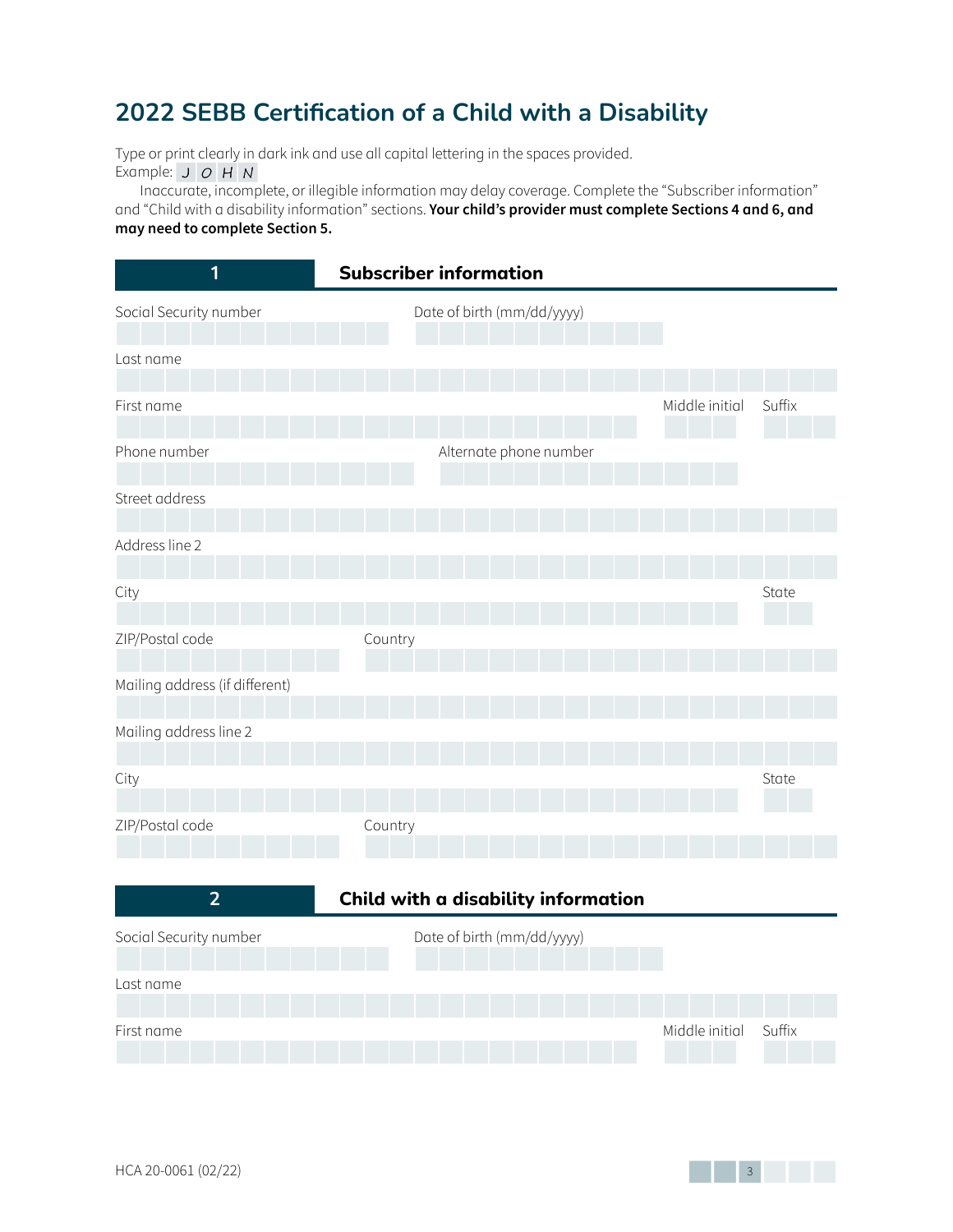// ... existing code ...
# 2022 SEBB Certification of a Child with a Disability

Type or print clearly in dark ink and use all capital lettering in the spaces provided.
Example: J O H N

Inaccurate, incomplete, or illegible information may delay coverage. Complete the "Subscriber information" and "Child with a disability information" sections. **Your child's provider must complete Sections 4 and 6, and may need to complete Section 5.**

## 1 Subscriber information

Social Security number

Date of birth (mm/dd/yyyy)

Last name

First name

Middle initial

Suffix

Phone number

Alternate phone number

Street address

Address line 2

City

State

ZIP/Postal code

Country

Mailing address (if different)

Mailing address line 2

City

State

ZIP/Postal code

Country

## 2 Child with a disability information

Social Security number

Date of birth (mm/dd/yyyy)

Last name

First name

Middle initial

Suffix

HCA 20-0061 (02/22)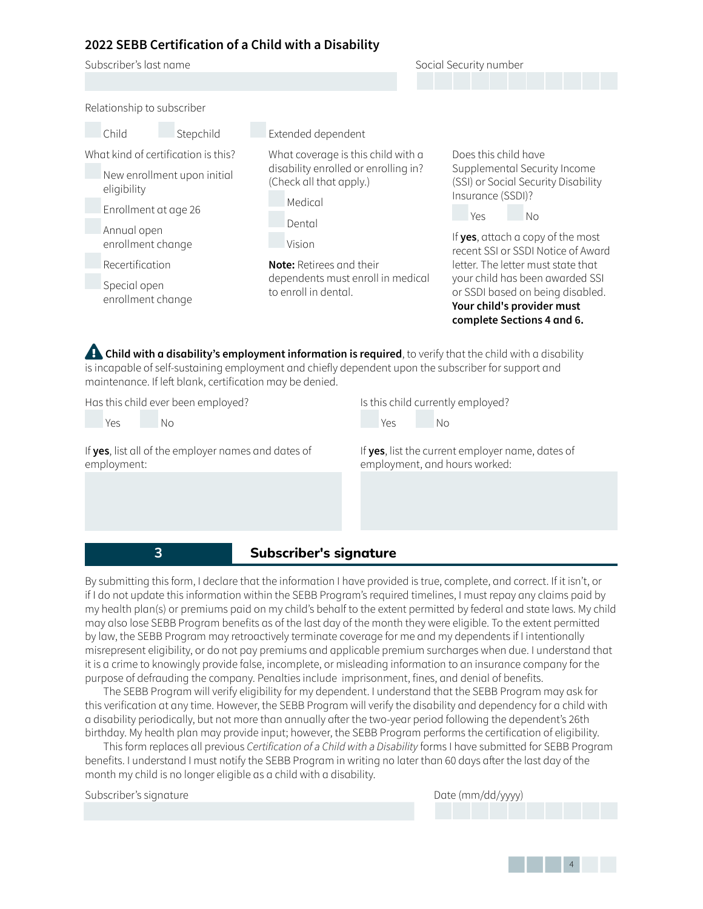## 2022 SEBB Certification of a Child with a Disability

Subscriber's last name

Social Security number

Relationship to subscriber

☐ Child ☐ Stepchild ☐ Extended dependent

What kind of certification is this?

☐ New enrollment upon initial eligibility

☐ Enrollment at age 26

☐ Annual open enrollment change

☐ Recertification

☐ Special open enrollment change

What coverage is this child with a disability enrolled or enrolling in? (Check all that apply.)

☐ Medical

☐ Dental

☐ Vision

**Note:** Retirees and their dependents must enroll in medical to enroll in dental.

Does this child have Supplemental Security Income (SSI) or Social Security Disability Insurance (SSDI)?

☐ Yes ☐ No

If **yes**, attach a copy of the most recent SSI or SSDI Notice of Award letter. The letter must state that your child has been awarded SSI or SSDI based on being disabled. **Your child's provider must complete Sections 4 and 6.**

⚠ **Child with a disability's employment information is required**, to verify that the child with a disability is incapable of self-sustaining employment and chiefly dependent upon the subscriber for support and maintenance. If left blank, certification may be denied.

Has this child ever been employed?

☐ Yes ☐ No

If **yes**, list all of the employer names and dates of employment:

Is this child currently employed?

☐ Yes ☐ No

If **yes**, list the current employer name, dates of employment, and hours worked:

## 3 Subscriber's signature

By submitting this form, I declare that the information I have provided is true, complete, and correct. If it isn't, or if I do not update this information within the SEBB Program's required timelines, I must repay any claims paid by my health plan(s) or premiums paid on my child's behalf to the extent permitted by federal and state laws. My child may also lose SEBB Program benefits as of the last day of the month they were eligible. To the extent permitted by law, the SEBB Program may retroactively terminate coverage for me and my dependents if I intentionally misrepresent eligibility, or do not pay premiums and applicable premium surcharges when due. I understand that it is a crime to knowingly provide false, incomplete, or misleading information to an insurance company for the purpose of defrauding the company. Penalties include imprisonment, fines, and denial of benefits.

The SEBB Program will verify eligibility for my dependent. I understand that the SEBB Program may ask for this verification at any time. However, the SEBB Program will verify the disability and dependency for a child with a disability periodically, but not more than annually after the two-year period following the dependent's 26th birthday. My health plan may provide input; however, the SEBB Program performs the certification of eligibility.

This form replaces all previous *Certification of a Child with a Disability* forms I have submitted for SEBB Program benefits. I understand I must notify the SEBB Program in writing no later than 60 days after the last day of the month my child is no longer eligible as a child with a disability.

Subscriber's signature

Date (mm/dd/yyyy)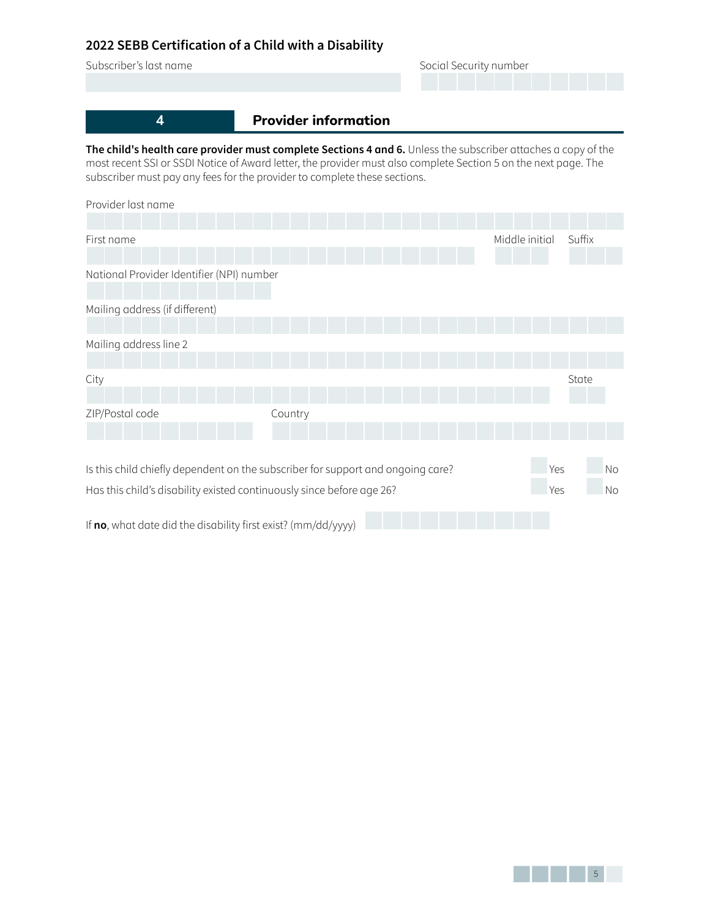## 2022 SEBB Certification of a Child with a Disability

Subscriber's last name

Social Security number

## 4 Provider information

**The child's health care provider must complete Sections 4 and 6.** Unless the subscriber attaches a copy of the most recent SSI or SSDI Notice of Award letter, the provider must also complete Section 5 on the next page. The subscriber must pay any fees for the provider to complete these sections.

Provider last name

First name

Middle initial

Suffix

National Provider Identifier (NPI) number

Mailing address (if different)

Mailing address line 2

City

State

ZIP/Postal code

Country

Is this child chiefly dependent on the subscriber for support and ongoing care? ☐ Yes ☐ No

Has this child's disability existed continuously since before age 26? ☐ Yes ☐ No

If **no**, what date did the disability first exist? (mm/dd/yyyy)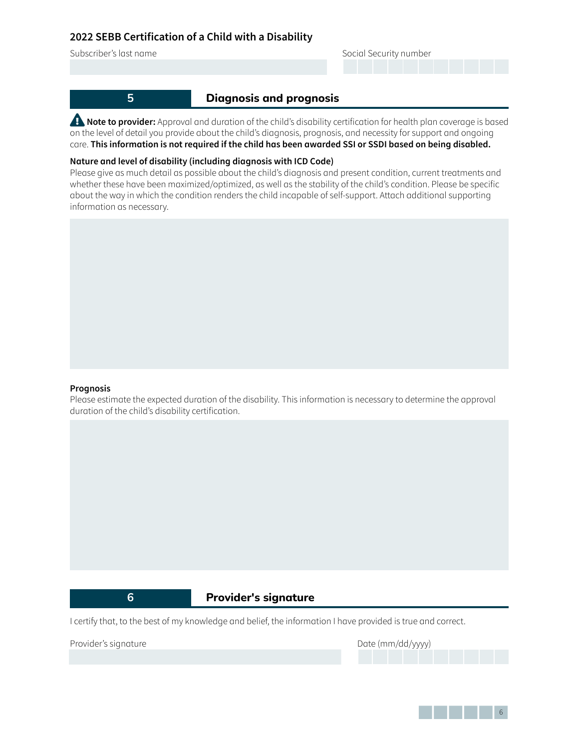## 2022 SEBB Certification of a Child with a Disability

Subscriber's last name

Social Security number

## 5 Diagnosis and prognosis

**Note to provider:** Approval and duration of the child's disability certification for health plan coverage is based on the level of detail you provide about the child's diagnosis, prognosis, and necessity for support and ongoing care. **This information is not required if the child has been awarded SSI or SSDI based on being disabled.**

**Nature and level of disability (including diagnosis with ICD Code)**

Please give as much detail as possible about the child's diagnosis and present condition, current treatments and whether these have been maximized/optimized, as well as the stability of the child's condition. Please be specific about the way in which the condition renders the child incapable of self-support. Attach additional supporting information as necessary.

**Prognosis**

Please estimate the expected duration of the disability. This information is necessary to determine the approval duration of the child's disability certification.

## 6 Provider's signature

I certify that, to the best of my knowledge and belief, the information I have provided is true and correct.

Provider's signature

Date (mm/dd/yyyy)